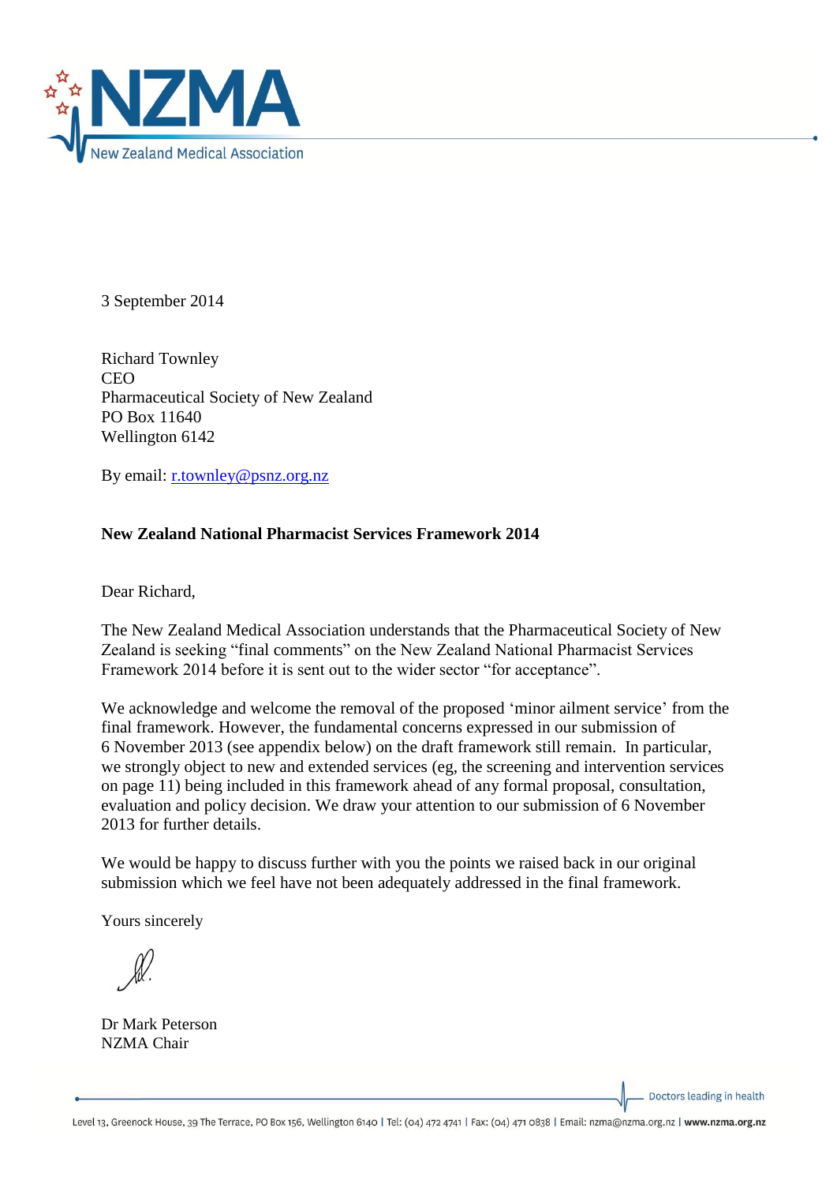NZMA
New Zealand Medical Association

3 September 2014

Richard Townley
CEO
Pharmaceutical Society of New Zealand
PO Box 11640
Wellington 6142

By email: r.townley@psnz.org.nz

**New Zealand National Pharmacist Services Framework 2014**

Dear Richard,

The New Zealand Medical Association understands that the Pharmaceutical Society of New Zealand is seeking "final comments" on the New Zealand National Pharmacist Services Framework 2014 before it is sent out to the wider sector "for acceptance".

We acknowledge and welcome the removal of the proposed 'minor ailment service' from the final framework. However, the fundamental concerns expressed in our submission of 6 November 2013 (see appendix below) on the draft framework still remain. In particular, we strongly object to new and extended services (eg, the screening and intervention services on page 11) being included in this framework ahead of any formal proposal, consultation, evaluation and policy decision. We draw your attention to our submission of 6 November 2013 for further details.

We would be happy to discuss further with you the points we raised back in our original submission which we feel have not been adequately addressed in the final framework.

Yours sincerely

Dr Mark Peterson
NZMA Chair

Doctors leading in health

Level 13, Greenock House, 39 The Terrace, PO Box 156, Wellington 6140 | Tel: (04) 472 4741 | Fax: (04) 471 0838 | Email: nzma@nzma.org.nz | www.nzma.org.nz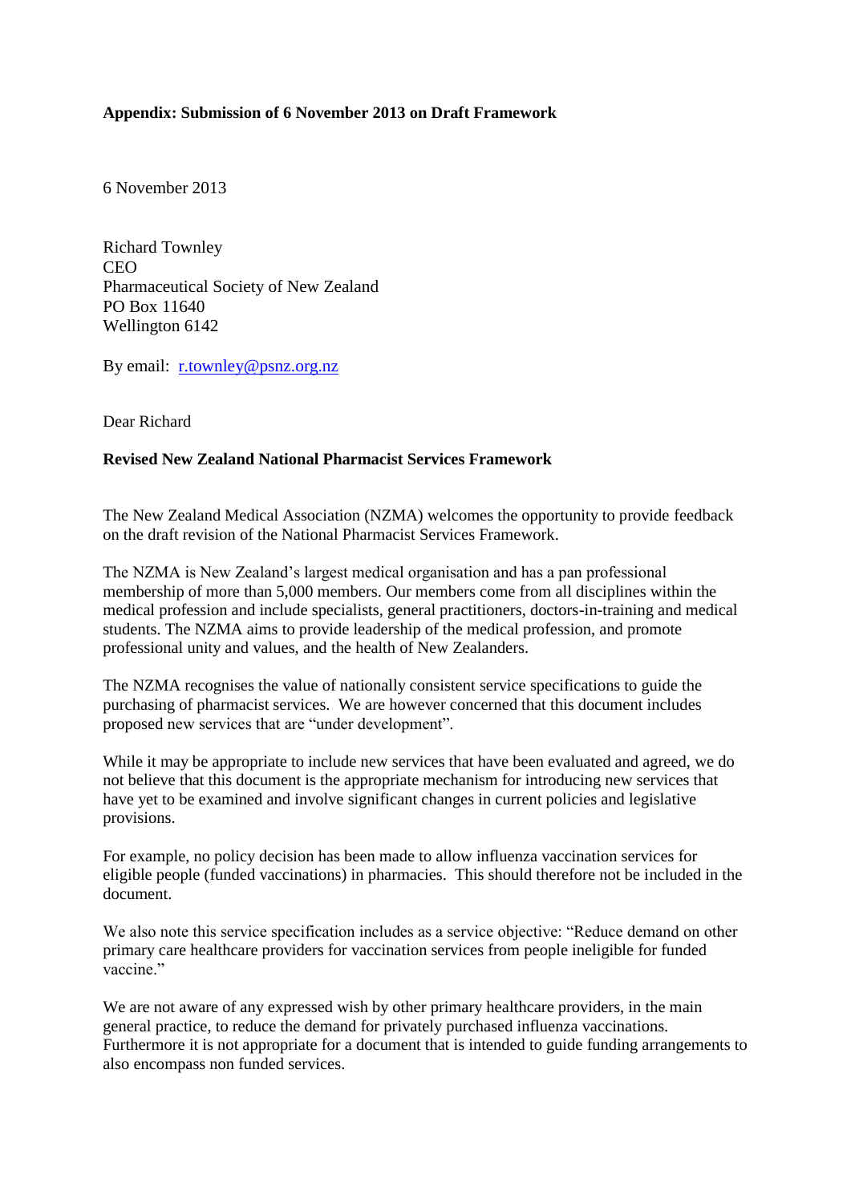**Appendix: Submission of 6 November 2013 on Draft Framework**

6 November 2013

Richard Townley
CEO
Pharmaceutical Society of New Zealand
PO Box 11640
Wellington 6142

By email: r.townley@psnz.org.nz

Dear Richard

**Revised New Zealand National Pharmacist Services Framework**

The New Zealand Medical Association (NZMA) welcomes the opportunity to provide feedback on the draft revision of the National Pharmacist Services Framework.

The NZMA is New Zealand's largest medical organisation and has a pan professional membership of more than 5,000 members. Our members come from all disciplines within the medical profession and include specialists, general practitioners, doctors-in-training and medical students. The NZMA aims to provide leadership of the medical profession, and promote professional unity and values, and the health of New Zealanders.

The NZMA recognises the value of nationally consistent service specifications to guide the purchasing of pharmacist services. We are however concerned that this document includes proposed new services that are "under development".

While it may be appropriate to include new services that have been evaluated and agreed, we do not believe that this document is the appropriate mechanism for introducing new services that have yet to be examined and involve significant changes in current policies and legislative provisions.

For example, no policy decision has been made to allow influenza vaccination services for eligible people (funded vaccinations) in pharmacies. This should therefore not be included in the document.

We also note this service specification includes as a service objective: "Reduce demand on other primary care healthcare providers for vaccination services from people ineligible for funded vaccine."

We are not aware of any expressed wish by other primary healthcare providers, in the main general practice, to reduce the demand for privately purchased influenza vaccinations. Furthermore it is not appropriate for a document that is intended to guide funding arrangements to also encompass non funded services.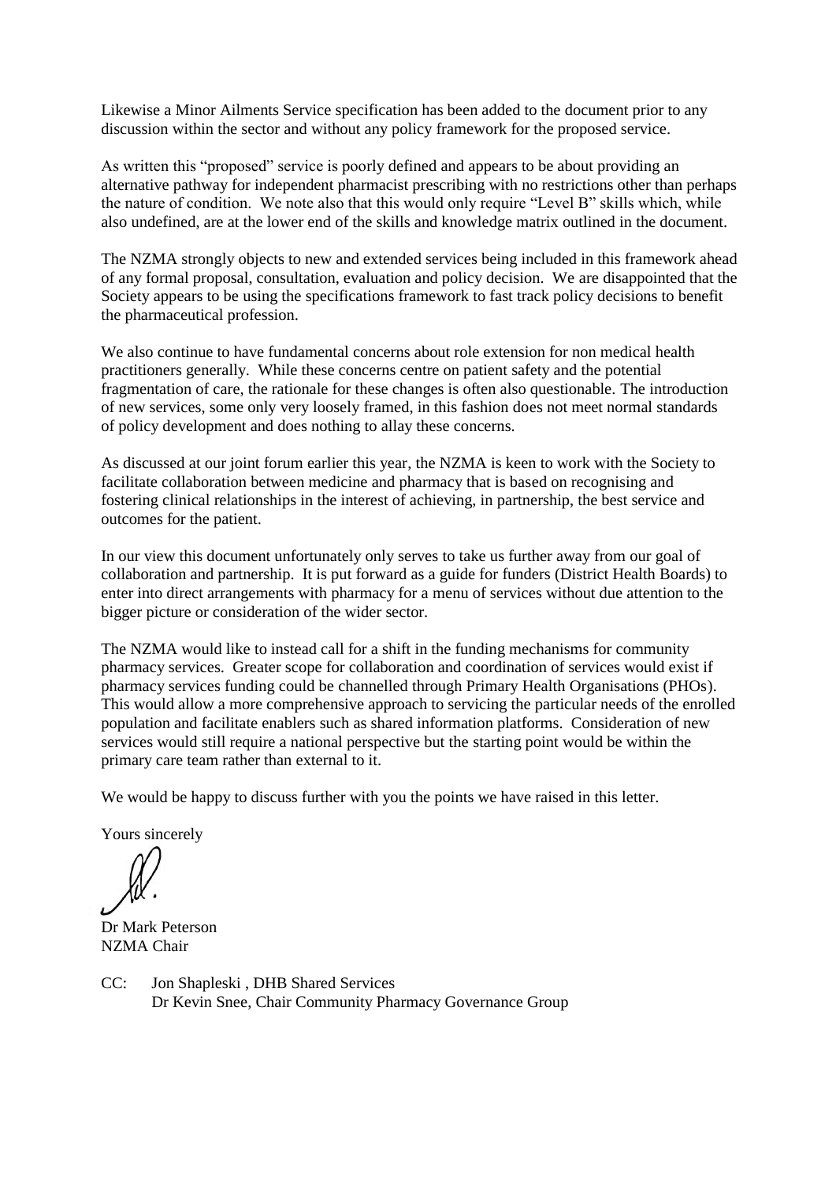Likewise a Minor Ailments Service specification has been added to the document prior to any discussion within the sector and without any policy framework for the proposed service.

As written this "proposed" service is poorly defined and appears to be about providing an alternative pathway for independent pharmacist prescribing with no restrictions other than perhaps the nature of condition. We note also that this would only require "Level B" skills which, while also undefined, are at the lower end of the skills and knowledge matrix outlined in the document.

The NZMA strongly objects to new and extended services being included in this framework ahead of any formal proposal, consultation, evaluation and policy decision. We are disappointed that the Society appears to be using the specifications framework to fast track policy decisions to benefit the pharmaceutical profession.

We also continue to have fundamental concerns about role extension for non medical health practitioners generally. While these concerns centre on patient safety and the potential fragmentation of care, the rationale for these changes is often also questionable. The introduction of new services, some only very loosely framed, in this fashion does not meet normal standards of policy development and does nothing to allay these concerns.

As discussed at our joint forum earlier this year, the NZMA is keen to work with the Society to facilitate collaboration between medicine and pharmacy that is based on recognising and fostering clinical relationships in the interest of achieving, in partnership, the best service and outcomes for the patient.

In our view this document unfortunately only serves to take us further away from our goal of collaboration and partnership. It is put forward as a guide for funders (District Health Boards) to enter into direct arrangements with pharmacy for a menu of services without due attention to the bigger picture or consideration of the wider sector.

The NZMA would like to instead call for a shift in the funding mechanisms for community pharmacy services. Greater scope for collaboration and coordination of services would exist if pharmacy services funding could be channelled through Primary Health Organisations (PHOs). This would allow a more comprehensive approach to servicing the particular needs of the enrolled population and facilitate enablers such as shared information platforms. Consideration of new services would still require a national perspective but the starting point would be within the primary care team rather than external to it.

We would be happy to discuss further with you the points we have raised in this letter.

Yours sincerely

Dr Mark Peterson
NZMA Chair

CC: Jon Shapleski , DHB Shared Services
Dr Kevin Snee, Chair Community Pharmacy Governance Group